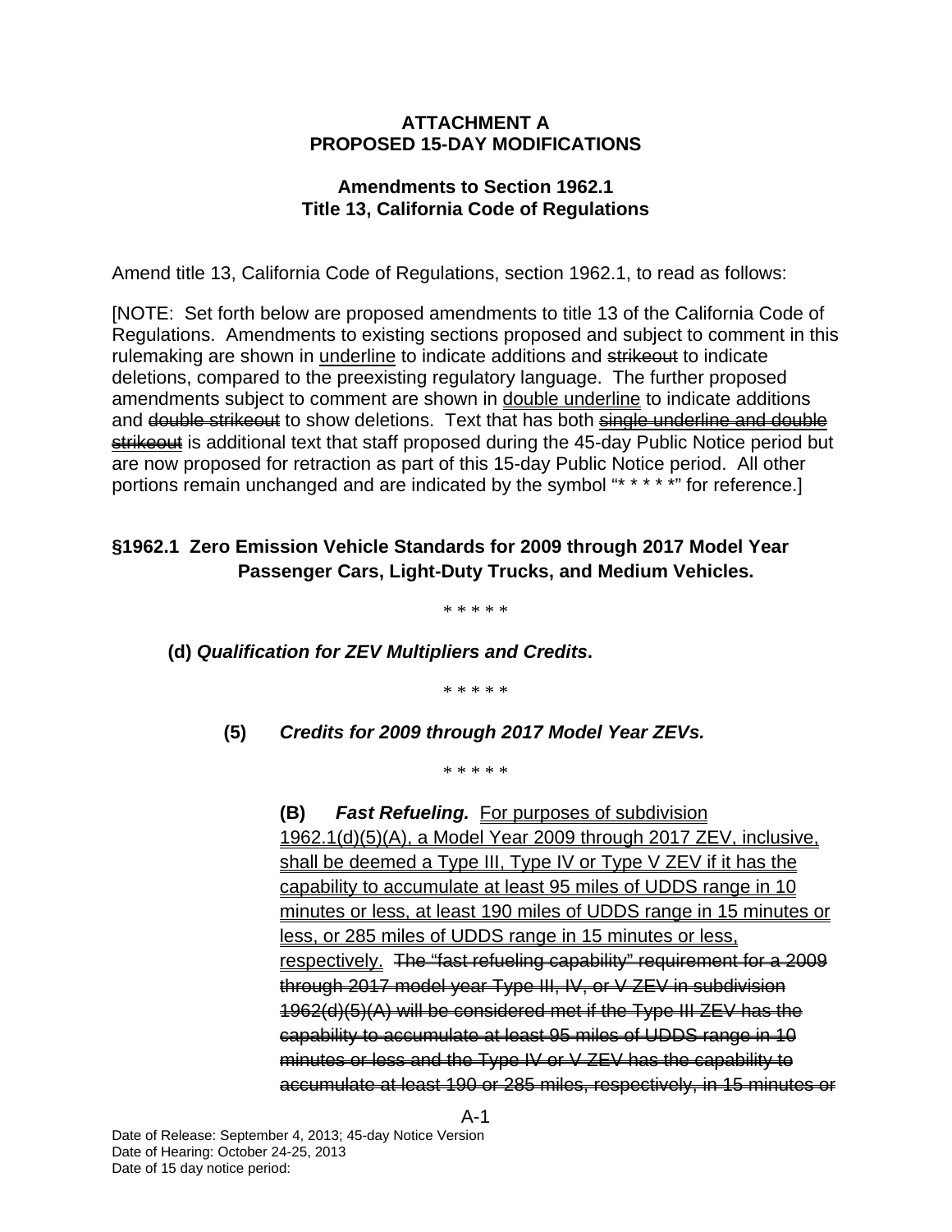**ATTACHMENT A**
**PROPOSED 15-DAY MODIFICATIONS**

**Amendments to Section 1962.1**
**Title 13, California Code of Regulations**

Amend title 13, California Code of Regulations, section 1962.1, to read as follows:

[NOTE: Set forth below are proposed amendments to title 13 of the California Code of Regulations. Amendments to existing sections proposed and subject to comment in this rulemaking are shown in <u>underline</u> to indicate additions and ~~strikeout~~ to indicate deletions, compared to the preexisting regulatory language. The further proposed amendments subject to comment are shown in <u>double underline</u> to indicate additions and ~~double strikeout~~ to show deletions. Text that has both ~~single underline and double strikeout~~ is additional text that staff proposed during the 45-day Public Notice period but are now proposed for retraction as part of this 15-day Public Notice period. All other portions remain unchanged and are indicated by the symbol "* * * * *" for reference.]

## §1962.1 Zero Emission Vehicle Standards for 2009 through 2017 Model Year Passenger Cars, Light-Duty Trucks, and Medium Vehicles.

* * * * *

**(d)** ***Qualification for ZEV Multipliers and Credits*.**

* * * * *

**(5)** ***Credits for 2009 through 2017 Model Year ZEVs.***

* * * * *

**(B)** ***Fast Refueling.*** <u>For purposes of subdivision 1962.1(d)(5)(A), a Model Year 2009 through 2017 ZEV, inclusive, shall be deemed a Type III, Type IV or Type V ZEV if it has the capability to accumulate at least 95 miles of UDDS range in 10 minutes or less, at least 190 miles of UDDS range in 15 minutes or less, or 285 miles of UDDS range in 15 minutes or less, respectively.</u> ~~The "fast refueling capability" requirement for a 2009 through 2017 model year Type III, IV, or V ZEV in subdivision 1962(d)(5)(A) will be considered met if the Type III ZEV has the capability to accumulate at least 95 miles of UDDS range in 10 minutes or less and the Type IV or V ZEV has the capability to accumulate at least 190 or 285 miles, respectively, in 15 minutes or~~

Date of Release: September 4, 2013; 45-day Notice Version
Date of Hearing: October 24-25, 2013
Date of 15 day notice period: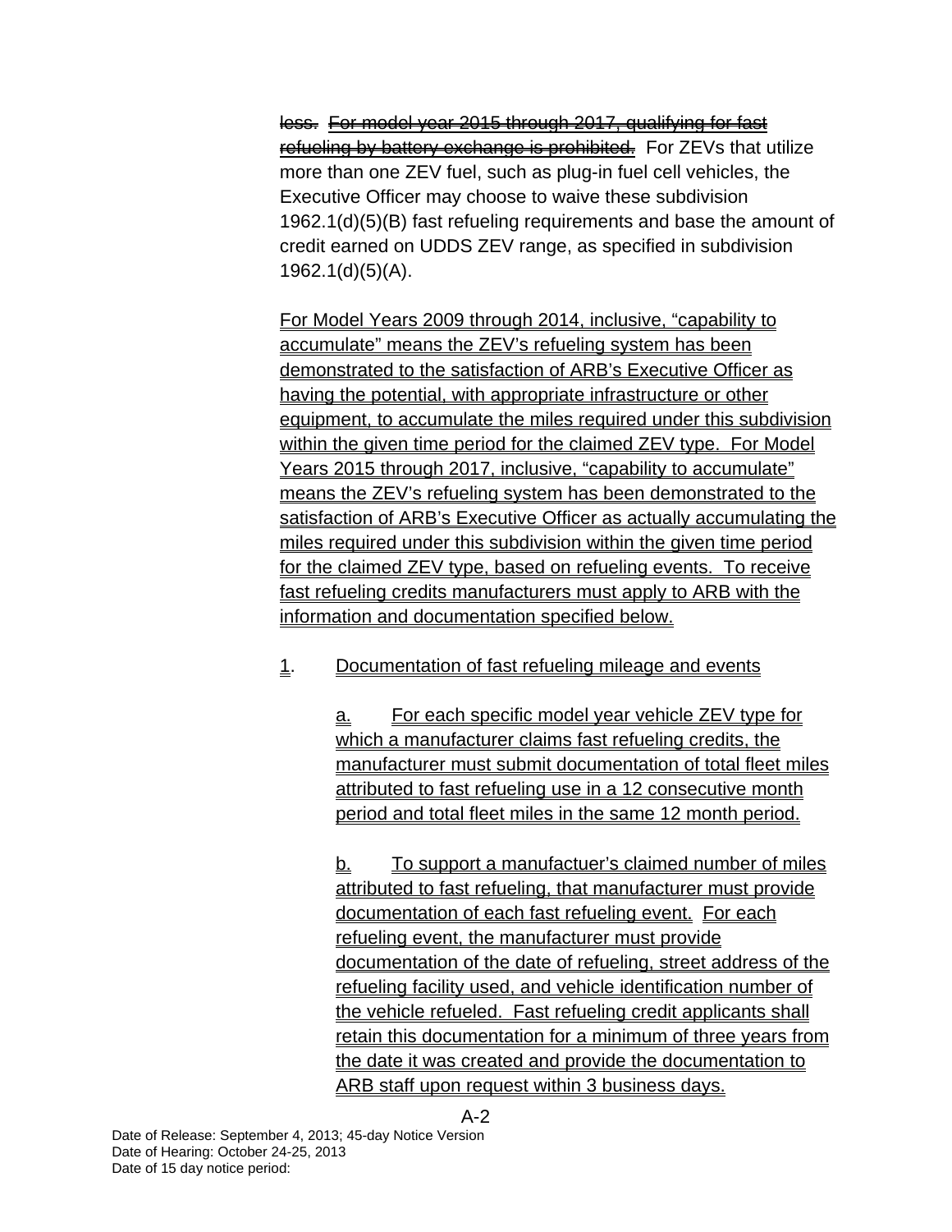~~less. For model year 2015 through 2017, qualifying for fast refueling by battery exchange is prohibited.~~ For ZEVs that utilize more than one ZEV fuel, such as plug-in fuel cell vehicles, the Executive Officer may choose to waive these subdivision 1962.1(d)(5)(B) fast refueling requirements and base the amount of credit earned on UDDS ZEV range, as specified in subdivision 1962.1(d)(5)(A).

For Model Years 2009 through 2014, inclusive, "capability to accumulate" means the ZEV's refueling system has been demonstrated to the satisfaction of ARB's Executive Officer as having the potential, with appropriate infrastructure or other equipment, to accumulate the miles required under this subdivision within the given time period for the claimed ZEV type. For Model Years 2015 through 2017, inclusive, "capability to accumulate" means the ZEV's refueling system has been demonstrated to the satisfaction of ARB's Executive Officer as actually accumulating the miles required under this subdivision within the given time period for the claimed ZEV type, based on refueling events. To receive fast refueling credits manufacturers must apply to ARB with the information and documentation specified below.

1. Documentation of fast refueling mileage and events

a. For each specific model year vehicle ZEV type for which a manufacturer claims fast refueling credits, the manufacturer must submit documentation of total fleet miles attributed to fast refueling use in a 12 consecutive month period and total fleet miles in the same 12 month period.

b. To support a manufactuer's claimed number of miles attributed to fast refueling, that manufacturer must provide documentation of each fast refueling event. For each refueling event, the manufacturer must provide documentation of the date of refueling, street address of the refueling facility used, and vehicle identification number of the vehicle refueled. Fast refueling credit applicants shall retain this documentation for a minimum of three years from the date it was created and provide the documentation to ARB staff upon request within 3 business days.

Date of Release: September 4, 2013; 45-day Notice Version
Date of Hearing: October 24-25, 2013
Date of 15 day notice period: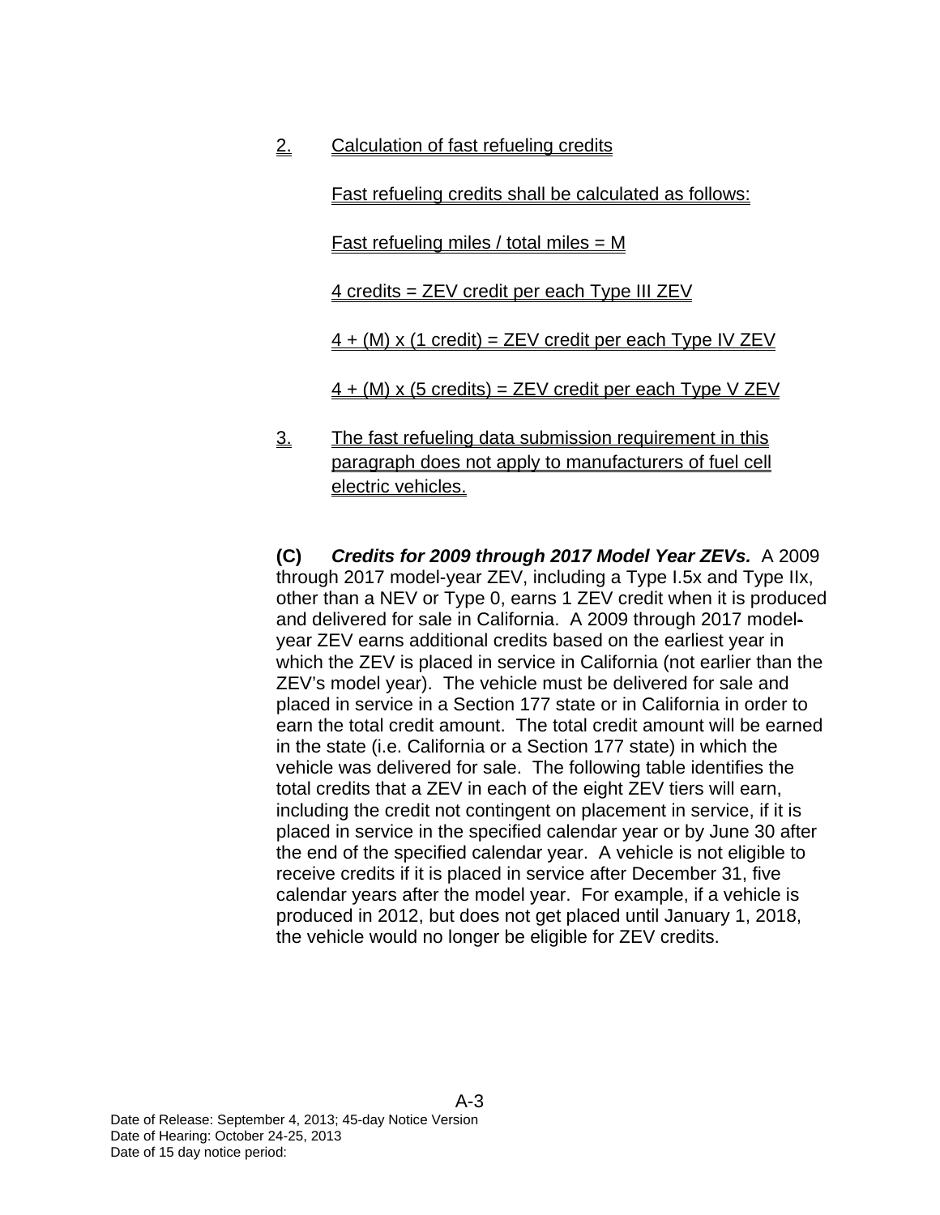2. Calculation of fast refueling credits

Fast refueling credits shall be calculated as follows:

Fast refueling miles / total miles = M

4 credits = ZEV credit per each Type III ZEV

4 + (M) x (1 credit) = ZEV credit per each Type IV ZEV

4 + (M) x (5 credits) = ZEV credit per each Type V ZEV

3. The fast refueling data submission requirement in this paragraph does not apply to manufacturers of fuel cell electric vehicles.

**(C)** ***Credits for 2009 through 2017 Model Year ZEVs.*** A 2009 through 2017 model-year ZEV, including a Type I.5x and Type IIx, other than a NEV or Type 0, earns 1 ZEV credit when it is produced and delivered for sale in California. A 2009 through 2017 model-year ZEV earns additional credits based on the earliest year in which the ZEV is placed in service in California (not earlier than the ZEV's model year). The vehicle must be delivered for sale and placed in service in a Section 177 state or in California in order to earn the total credit amount. The total credit amount will be earned in the state (i.e. California or a Section 177 state) in which the vehicle was delivered for sale. The following table identifies the total credits that a ZEV in each of the eight ZEV tiers will earn, including the credit not contingent on placement in service, if it is placed in service in the specified calendar year or by June 30 after the end of the specified calendar year. A vehicle is not eligible to receive credits if it is placed in service after December 31, five calendar years after the model year. For example, if a vehicle is produced in 2012, but does not get placed until January 1, 2018, the vehicle would no longer be eligible for ZEV credits.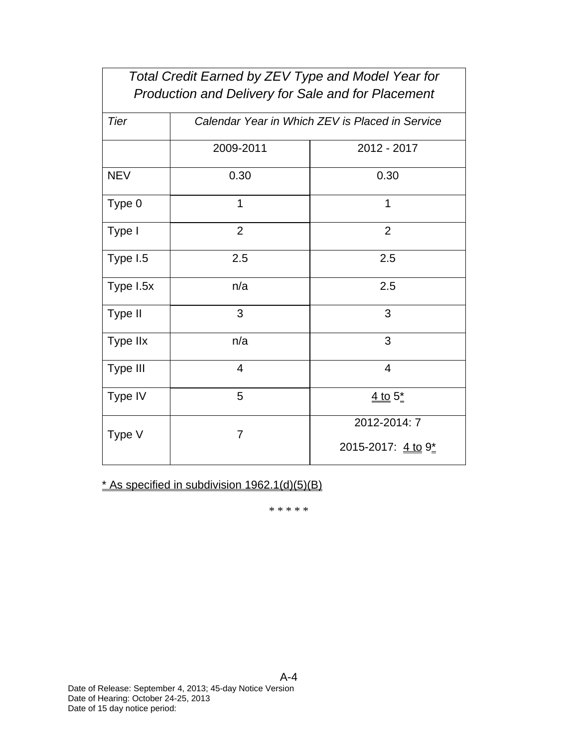| *Total Credit Earned by ZEV Type and Model Year for Production and Delivery for Sale and for Placement* | | |
|---|---|---|
| *Tier* | *Calendar Year in Which ZEV is Placed in Service* | |
| | 2009-2011 | 2012 - 2017 |
| NEV | 0.30 | 0.30 |
| Type 0 | 1 | 1 |
| Type I | 2 | 2 |
| Type I.5 | 2.5 | 2.5 |
| Type I.5x | n/a | 2.5 |
| Type II | 3 | 3 |
| Type IIx | n/a | 3 |
| Type III | 4 | 4 |
| Type IV | 5 | 4 to 5* |
| Type V | 7 | 2012-2014: 7<br>2015-2017: 4 to 9* |

* As specified in subdivision 1962.1(d)(5)(B)

\* \* \* \* \*

Date of Release: September 4, 2013; 45-day Notice Version
Date of Hearing: October 24-25, 2013
Date of 15 day notice period: